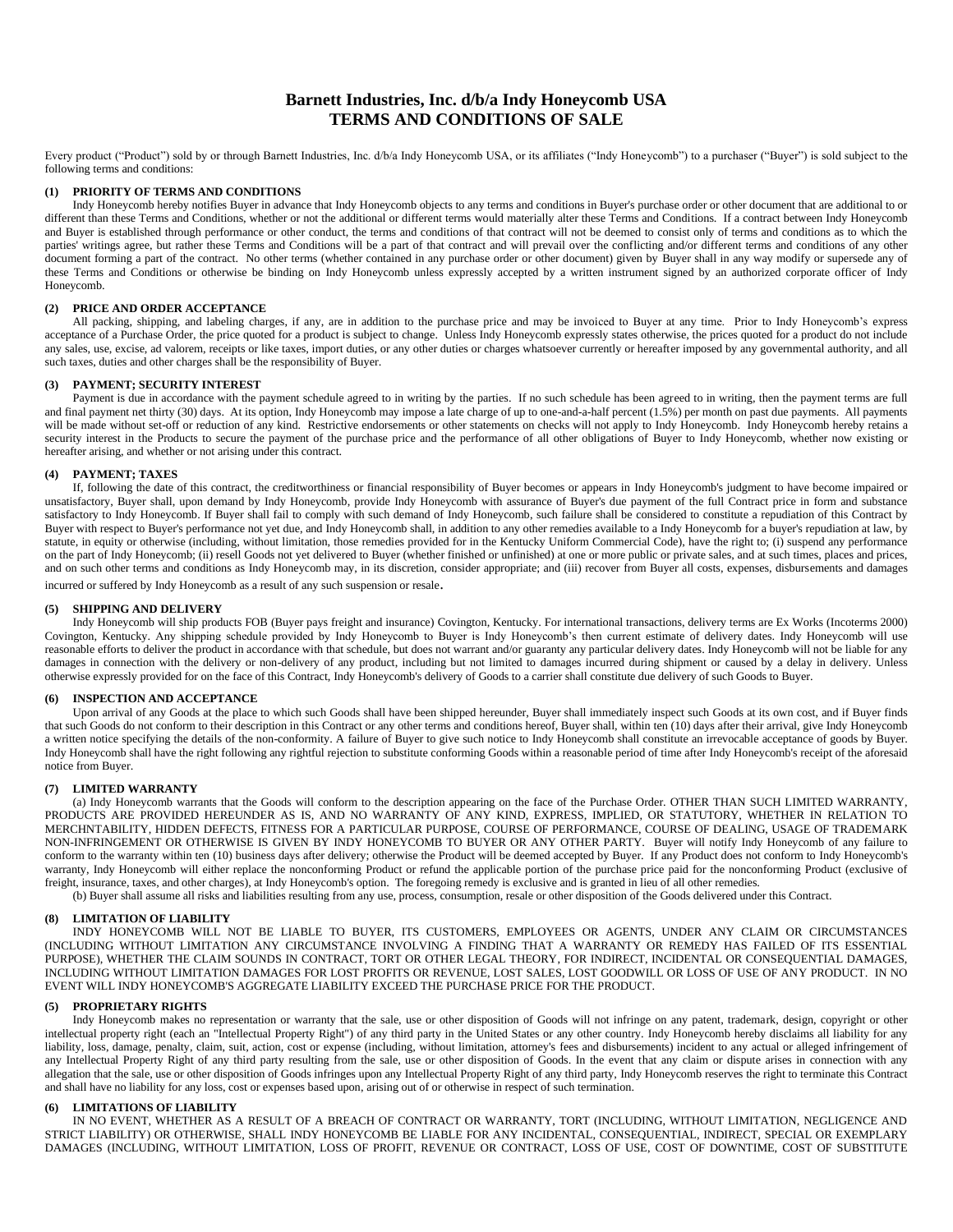# Barnett Industries, Inc. d/b/a Indy Honeycomb USA
# TERMS AND CONDITIONS OF SALE

Every product ("Product") sold by or through Barnett Industries, Inc. d/b/a Indy Honeycomb USA, or its affiliates ("Indy Honeycomb") to a purchaser ("Buyer") is sold subject to the following terms and conditions:

### (1) PRIORITY OF TERMS AND CONDITIONS

Indy Honeycomb hereby notifies Buyer in advance that Indy Honeycomb objects to any terms and conditions in Buyer's purchase order or other document that are additional to or different than these Terms and Conditions, whether or not the additional or different terms would materially alter these Terms and Conditions. If a contract between Indy Honeycomb and Buyer is established through performance or other conduct, the terms and conditions of that contract will not be deemed to consist only of terms and conditions as to which the parties' writings agree, but rather these Terms and Conditions will be a part of that contract and will prevail over the conflicting and/or different terms and conditions of any other document forming a part of the contract. No other terms (whether contained in any purchase order or other document) given by Buyer shall in any way modify or supersede any of these Terms and Conditions or otherwise be binding on Indy Honeycomb unless expressly accepted by a written instrument signed by an authorized corporate officer of Indy Honeycomb.

### (2) PRICE AND ORDER ACCEPTANCE

All packing, shipping, and labeling charges, if any, are in addition to the purchase price and may be invoiced to Buyer at any time. Prior to Indy Honeycomb's express acceptance of a Purchase Order, the price quoted for a product is subject to change. Unless Indy Honeycomb expressly states otherwise, the prices quoted for a product do not include any sales, use, excise, ad valorem, receipts or like taxes, import duties, or any other duties or charges whatsoever currently or hereafter imposed by any governmental authority, and all such taxes, duties and other charges shall be the responsibility of Buyer.

### (3) PAYMENT; SECURITY INTEREST

Payment is due in accordance with the payment schedule agreed to in writing by the parties. If no such schedule has been agreed to in writing, then the payment terms are full and final payment net thirty (30) days. At its option, Indy Honeycomb may impose a late charge of up to one-and-a-half percent (1.5%) per month on past due payments. All payments will be made without set-off or reduction of any kind. Restrictive endorsements or other statements on checks will not apply to Indy Honeycomb. Indy Honeycomb hereby retains a security interest in the Products to secure the payment of the purchase price and the performance of all other obligations of Buyer to Indy Honeycomb, whether now existing or hereafter arising, and whether or not arising under this contract.

### (4) PAYMENT; TAXES

If, following the date of this contract, the creditworthiness or financial responsibility of Buyer becomes or appears in Indy Honeycomb's judgment to have become impaired or unsatisfactory, Buyer shall, upon demand by Indy Honeycomb, provide Indy Honeycomb with assurance of Buyer's due payment of the full Contract price in form and substance satisfactory to Indy Honeycomb. If Buyer shall fail to comply with such demand of Indy Honeycomb, such failure shall be considered to constitute a repudiation of this Contract by Buyer with respect to Buyer's performance not yet due, and Indy Honeycomb shall, in addition to any other remedies available to a Indy Honeycomb for a buyer's repudiation at law, by statute, in equity or otherwise (including, without limitation, those remedies provided for in the Kentucky Uniform Commercial Code), have the right to; (i) suspend any performance on the part of Indy Honeycomb; (ii) resell Goods not yet delivered to Buyer (whether finished or unfinished) at one or more public or private sales, and at such times, places and prices, and on such other terms and conditions as Indy Honeycomb may, in its discretion, consider appropriate; and (iii) recover from Buyer all costs, expenses, disbursements and damages incurred or suffered by Indy Honeycomb as a result of any such suspension or resale.

### (5) SHIPPING AND DELIVERY

Indy Honeycomb will ship products FOB (Buyer pays freight and insurance) Covington, Kentucky. For international transactions, delivery terms are Ex Works (Incoterms 2000) Covington, Kentucky. Any shipping schedule provided by Indy Honeycomb to Buyer is Indy Honeycomb's then current estimate of delivery dates. Indy Honeycomb will use reasonable efforts to deliver the product in accordance with that schedule, but does not warrant and/or guaranty any particular delivery dates. Indy Honeycomb will not be liable for any damages in connection with the delivery or non-delivery of any product, including but not limited to damages incurred during shipment or caused by a delay in delivery. Unless otherwise expressly provided for on the face of this Contract, Indy Honeycomb's delivery of Goods to a carrier shall constitute due delivery of such Goods to Buyer.

### (6) INSPECTION AND ACCEPTANCE

Upon arrival of any Goods at the place to which such Goods shall have been shipped hereunder, Buyer shall immediately inspect such Goods at its own cost, and if Buyer finds that such Goods do not conform to their description in this Contract or any other terms and conditions hereof, Buyer shall, within ten (10) days after their arrival, give Indy Honeycomb a written notice specifying the details of the non-conformity. A failure of Buyer to give such notice to Indy Honeycomb shall constitute an irrevocable acceptance of goods by Buyer. Indy Honeycomb shall have the right following any rightful rejection to substitute conforming Goods within a reasonable period of time after Indy Honeycomb's receipt of the aforesaid notice from Buyer.

### (7) LIMITED WARRANTY

(a) Indy Honeycomb warrants that the Goods will conform to the description appearing on the face of the Purchase Order. OTHER THAN SUCH LIMITED WARRANTY, PRODUCTS ARE PROVIDED HEREUNDER AS IS, AND NO WARRANTY OF ANY KIND, EXPRESS, IMPLIED, OR STATUTORY, WHETHER IN RELATION TO MERCHNTABILITY, HIDDEN DEFECTS, FITNESS FOR A PARTICULAR PURPOSE, COURSE OF PERFORMANCE, COURSE OF DEALING, USAGE OF TRADEMARK NON-INFRINGEMENT OR OTHERWISE IS GIVEN BY INDY HONEYCOMB TO BUYER OR ANY OTHER PARTY. Buyer will notify Indy Honeycomb of any failure to conform to the warranty within ten (10) business days after delivery; otherwise the Product will be deemed accepted by Buyer. If any Product does not conform to Indy Honeycomb's warranty, Indy Honeycomb will either replace the nonconforming Product or refund the applicable portion of the purchase price paid for the nonconforming Product (exclusive of freight, insurance, taxes, and other charges), at Indy Honeycomb's option. The foregoing remedy is exclusive and is granted in lieu of all other remedies.

(b) Buyer shall assume all risks and liabilities resulting from any use, process, consumption, resale or other disposition of the Goods delivered under this Contract.

### (8) LIMITATION OF LIABILITY

INDY HONEYCOMB WILL NOT BE LIABLE TO BUYER, ITS CUSTOMERS, EMPLOYEES OR AGENTS, UNDER ANY CLAIM OR CIRCUMSTANCES (INCLUDING WITHOUT LIMITATION ANY CIRCUMSTANCE INVOLVING A FINDING THAT A WARRANTY OR REMEDY HAS FAILED OF ITS ESSENTIAL PURPOSE), WHETHER THE CLAIM SOUNDS IN CONTRACT, TORT OR OTHER LEGAL THEORY, FOR INDIRECT, INCIDENTAL OR CONSEQUENTIAL DAMAGES, INCLUDING WITHOUT LIMITATION DAMAGES FOR LOST PROFITS OR REVENUE, LOST SALES, LOST GOODWILL OR LOSS OF USE OF ANY PRODUCT. IN NO EVENT WILL INDY HONEYCOMB'S AGGREGATE LIABILITY EXCEED THE PURCHASE PRICE FOR THE PRODUCT.

### (5) PROPRIETARY RIGHTS

Indy Honeycomb makes no representation or warranty that the sale, use or other disposition of Goods will not infringe on any patent, trademark, design, copyright or other intellectual property right (each an "Intellectual Property Right") of any third party in the United States or any other country. Indy Honeycomb hereby disclaims all liability for any liability, loss, damage, penalty, claim, suit, action, cost or expense (including, without limitation, attorney's fees and disbursements) incident to any actual or alleged infringement of any Intellectual Property Right of any third party resulting from the sale, use or other disposition of Goods. In the event that any claim or dispute arises in connection with any allegation that the sale, use or other disposition of Goods infringes upon any Intellectual Property Right of any third party, Indy Honeycomb reserves the right to terminate this Contract and shall have no liability for any loss, cost or expenses based upon, arising out of or otherwise in respect of such termination.

### (6) LIMITATIONS OF LIABILITY

IN NO EVENT, WHETHER AS A RESULT OF A BREACH OF CONTRACT OR WARRANTY, TORT (INCLUDING, WITHOUT LIMITATION, NEGLIGENCE AND STRICT LIABILITY) OR OTHERWISE, SHALL INDY HONEYCOMB BE LIABLE FOR ANY INCIDENTAL, CONSEQUENTIAL, INDIRECT, SPECIAL OR EXEMPLARY DAMAGES (INCLUDING, WITHOUT LIMITATION, LOSS OF PROFIT, REVENUE OR CONTRACT, LOSS OF USE, COST OF DOWNTIME, COST OF SUBSTITUTE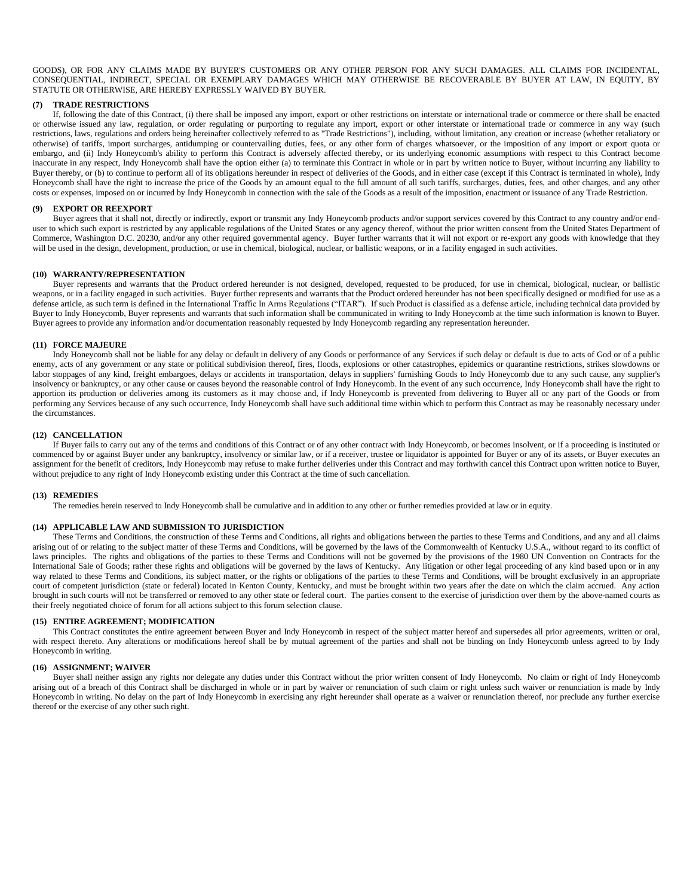GOODS), OR FOR ANY CLAIMS MADE BY BUYER'S CUSTOMERS OR ANY OTHER PERSON FOR ANY SUCH DAMAGES. ALL CLAIMS FOR INCIDENTAL, CONSEQUENTIAL, INDIRECT, SPECIAL OR EXEMPLARY DAMAGES WHICH MAY OTHERWISE BE RECOVERABLE BY BUYER AT LAW, IN EQUITY, BY STATUTE OR OTHERWISE, ARE HEREBY EXPRESSLY WAIVED BY BUYER.

**(7) TRADE RESTRICTIONS**

If, following the date of this Contract, (i) there shall be imposed any import, export or other restrictions on interstate or international trade or commerce or there shall be enacted or otherwise issued any law, regulation, or order regulating or purporting to regulate any import, export or other interstate or international trade or commerce in any way (such restrictions, laws, regulations and orders being hereinafter collectively referred to as "Trade Restrictions"), including, without limitation, any creation or increase (whether retaliatory or otherwise) of tariffs, import surcharges, antidumping or countervailing duties, fees, or any other form of charges whatsoever, or the imposition of any import or export quota or embargo, and (ii) Indy Honeycomb's ability to perform this Contract is adversely affected thereby, or its underlying economic assumptions with respect to this Contract become inaccurate in any respect, Indy Honeycomb shall have the option either (a) to terminate this Contract in whole or in part by written notice to Buyer, without incurring any liability to Buyer thereby, or (b) to continue to perform all of its obligations hereunder in respect of deliveries of the Goods, and in either case (except if this Contract is terminated in whole), Indy Honeycomb shall have the right to increase the price of the Goods by an amount equal to the full amount of all such tariffs, surcharges, duties, fees, and other charges, and any other costs or expenses, imposed on or incurred by Indy Honeycomb in connection with the sale of the Goods as a result of the imposition, enactment or issuance of any Trade Restriction.

**(9) EXPORT OR REEXPORT**

Buyer agrees that it shall not, directly or indirectly, export or transmit any Indy Honeycomb products and/or support services covered by this Contract to any country and/or end-user to which such export is restricted by any applicable regulations of the United States or any agency thereof, without the prior written consent from the United States Department of Commerce, Washington D.C. 20230, and/or any other required governmental agency. Buyer further warrants that it will not export or re-export any goods with knowledge that they will be used in the design, development, production, or use in chemical, biological, nuclear, or ballistic weapons, or in a facility engaged in such activities.

**(10) WARRANTY/REPRESENTATION**

Buyer represents and warrants that the Product ordered hereunder is not designed, developed, requested to be produced, for use in chemical, biological, nuclear, or ballistic weapons, or in a facility engaged in such activities. Buyer further represents and warrants that the Product ordered hereunder has not been specifically designed or modified for use as a defense article, as such term is defined in the International Traffic In Arms Regulations ("ITAR"). If such Product is classified as a defense article, including technical data provided by Buyer to Indy Honeycomb, Buyer represents and warrants that such information shall be communicated in writing to Indy Honeycomb at the time such information is known to Buyer. Buyer agrees to provide any information and/or documentation reasonably requested by Indy Honeycomb regarding any representation hereunder.

**(11) FORCE MAJEURE**

Indy Honeycomb shall not be liable for any delay or default in delivery of any Goods or performance of any Services if such delay or default is due to acts of God or of a public enemy, acts of any government or any state or political subdivision thereof, fires, floods, explosions or other catastrophes, epidemics or quarantine restrictions, strikes slowdowns or labor stoppages of any kind, freight embargoes, delays or accidents in transportation, delays in suppliers' furnishing Goods to Indy Honeycomb due to any such cause, any supplier's insolvency or bankruptcy, or any other cause or causes beyond the reasonable control of Indy Honeycomb. In the event of any such occurrence, Indy Honeycomb shall have the right to apportion its production or deliveries among its customers as it may choose and, if Indy Honeycomb is prevented from delivering to Buyer all or any part of the Goods or from performing any Services because of any such occurrence, Indy Honeycomb shall have such additional time within which to perform this Contract as may be reasonably necessary under the circumstances.

**(12) CANCELLATION**

If Buyer fails to carry out any of the terms and conditions of this Contract or of any other contract with Indy Honeycomb, or becomes insolvent, or if a proceeding is instituted or commenced by or against Buyer under any bankruptcy, insolvency or similar law, or if a receiver, trustee or liquidator is appointed for Buyer or any of its assets, or Buyer executes an assignment for the benefit of creditors, Indy Honeycomb may refuse to make further deliveries under this Contract and may forthwith cancel this Contract upon written notice to Buyer, without prejudice to any right of Indy Honeycomb existing under this Contract at the time of such cancellation.

**(13) REMEDIES**

The remedies herein reserved to Indy Honeycomb shall be cumulative and in addition to any other or further remedies provided at law or in equity.

**(14) APPLICABLE LAW AND SUBMISSION TO JURISDICTION**

These Terms and Conditions, the construction of these Terms and Conditions, all rights and obligations between the parties to these Terms and Conditions, and any and all claims arising out of or relating to the subject matter of these Terms and Conditions, will be governed by the laws of the Commonwealth of Kentucky U.S.A., without regard to its conflict of laws principles. The rights and obligations of the parties to these Terms and Conditions will not be governed by the provisions of the 1980 UN Convention on Contracts for the International Sale of Goods; rather these rights and obligations will be governed by the laws of Kentucky. Any litigation or other legal proceeding of any kind based upon or in any way related to these Terms and Conditions, its subject matter, or the rights or obligations of the parties to these Terms and Conditions, will be brought exclusively in an appropriate court of competent jurisdiction (state or federal) located in Kenton County, Kentucky, and must be brought within two years after the date on which the claim accrued. Any action brought in such courts will not be transferred or removed to any other state or federal court. The parties consent to the exercise of jurisdiction over them by the above-named courts as their freely negotiated choice of forum for all actions subject to this forum selection clause.

**(15) ENTIRE AGREEMENT; MODIFICATION**

This Contract constitutes the entire agreement between Buyer and Indy Honeycomb in respect of the subject matter hereof and supersedes all prior agreements, written or oral, with respect thereto. Any alterations or modifications hereof shall be by mutual agreement of the parties and shall not be binding on Indy Honeycomb unless agreed to by Indy Honeycomb in writing.

**(16) ASSIGNMENT; WAIVER**

Buyer shall neither assign any rights nor delegate any duties under this Contract without the prior written consent of Indy Honeycomb. No claim or right of Indy Honeycomb arising out of a breach of this Contract shall be discharged in whole or in part by waiver or renunciation of such claim or right unless such waiver or renunciation is made by Indy Honeycomb in writing. No delay on the part of Indy Honeycomb in exercising any right hereunder shall operate as a waiver or renunciation thereof, nor preclude any further exercise thereof or the exercise of any other such right.